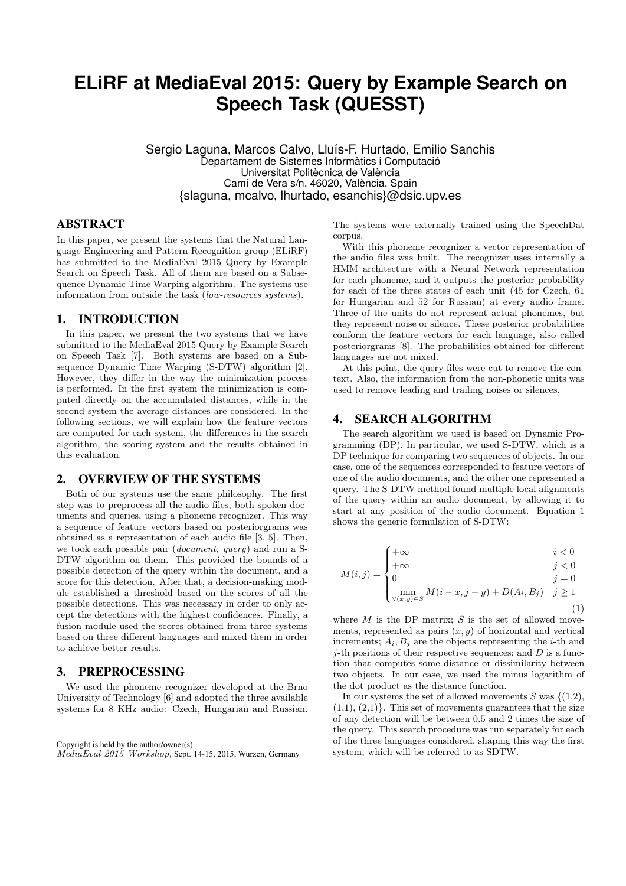# ELiRF at MediaEval 2015: Query by Example Search on Speech Task (QUESST)

Sergio Laguna, Marcos Calvo, Lluís-F. Hurtado, Emilio Sanchis
Departament de Sistemes Informàtics i Computació
Universitat Politècnica de València
Camí de Vera s/n, 46020, València, Spain
{slaguna, mcalvo, lhurtado, esanchis}@dsic.upv.es

## ABSTRACT

In this paper, we present the systems that the Natural Language Engineering and Pattern Recognition group (ELiRF) has submitted to the MediaEval 2015 Query by Example Search on Speech Task. All of them are based on a Subsequence Dynamic Time Warping algorithm. The systems use information from outside the task (*low-resources systems*).

## 1. INTRODUCTION

In this paper, we present the two systems that we have submitted to the MediaEval 2015 Query by Example Search on Speech Task [7]. Both systems are based on a Subsequence Dynamic Time Warping (S-DTW) algorithm [2]. However, they differ in the way the minimization process is performed. In the first system the minimization is computed directly on the accumulated distances, while in the second system the average distances are considered. In the following sections, we will explain how the feature vectors are computed for each system, the differences in the search algorithm, the scoring system and the results obtained in this evaluation.

## 2. OVERVIEW OF THE SYSTEMS

Both of our systems use the same philosophy. The first step was to preprocess all the audio files, both spoken documents and queries, using a phoneme recognizer. This way a sequence of feature vectors based on posteriorgrams was obtained as a representation of each audio file [3, 5]. Then, we took each possible pair (*document, query*) and run a S-DTW algorithm on them. This provided the bounds of a possible detection of the query within the document, and a score for this detection. After that, a decision-making module established a threshold based on the scores of all the possible detections. This was necessary in order to only accept the detections with the highest confidences. Finally, a fusion module used the scores obtained from three systems based on three different languages and mixed them in order to achieve better results.

## 3. PREPROCESSING

We used the phoneme recognizer developed at the Brno University of Technology [6] and adopted the three available systems for 8 KHz audio: Czech, Hungarian and Russian.

Copyright is held by the author/owner(s).
*MediaEval 2015 Workshop,* Sept. 14-15, 2015, Wurzen, Germany

The systems were externally trained using the SpeechDat corpus.

With this phoneme recognizer a vector representation of the audio files was built. The recognizer uses internally a HMM architecture with a Neural Network representation for each phoneme, and it outputs the posterior probability for each of the three states of each unit (45 for Czech, 61 for Hungarian and 52 for Russian) at every audio frame. Three of the units do not represent actual phonemes, but they represent noise or silence. These posterior probabilities conform the feature vectors for each language, also called posteriorgrams [8]. The probabilities obtained for different languages are not mixed.

At this point, the query files were cut to remove the context. Also, the information from the non-phonetic units was used to remove leading and trailing noises or silences.

## 4. SEARCH ALGORITHM

The search algorithm we used is based on Dynamic Programming (DP). In particular, we used S-DTW, which is a DP technique for comparing two sequences of objects. In our case, one of the sequences corresponded to feature vectors of one of the audio documents, and the other one represented a query. The S-DTW method found multiple local alignments of the query within an audio document, by allowing it to start at any position of the audio document. Equation 1 shows the generic formulation of S-DTW:

$$M(i,j) = \begin{cases} +\infty & i < 0 \\ +\infty & j < 0 \\ 0 & j = 0 \\ \min\limits_{\forall (x,y) \in S} M(i-x, j-y) + D(A_i, B_j) & j \geq 1 \end{cases} \quad (1)$$

where $M$ is the DP matrix; $S$ is the set of allowed movements, represented as pairs $(x, y)$ of horizontal and vertical increments; $A_i, B_j$ are the objects representing the $i$-th and $j$-th positions of their respective sequences; and $D$ is a function that computes some distance or dissimilarity between two objects. In our case, we used the minus logarithm of the dot product as the distance function.

In our systems the set of allowed movements $S$ was $\{(1,2), (1,1), (2,1)\}$. This set of movements guarantees that the size of any detection will be between 0.5 and 2 times the size of the query. This search procedure was run separately for each of the three languages considered, shaping this way the first system, which will be referred to as SDTW.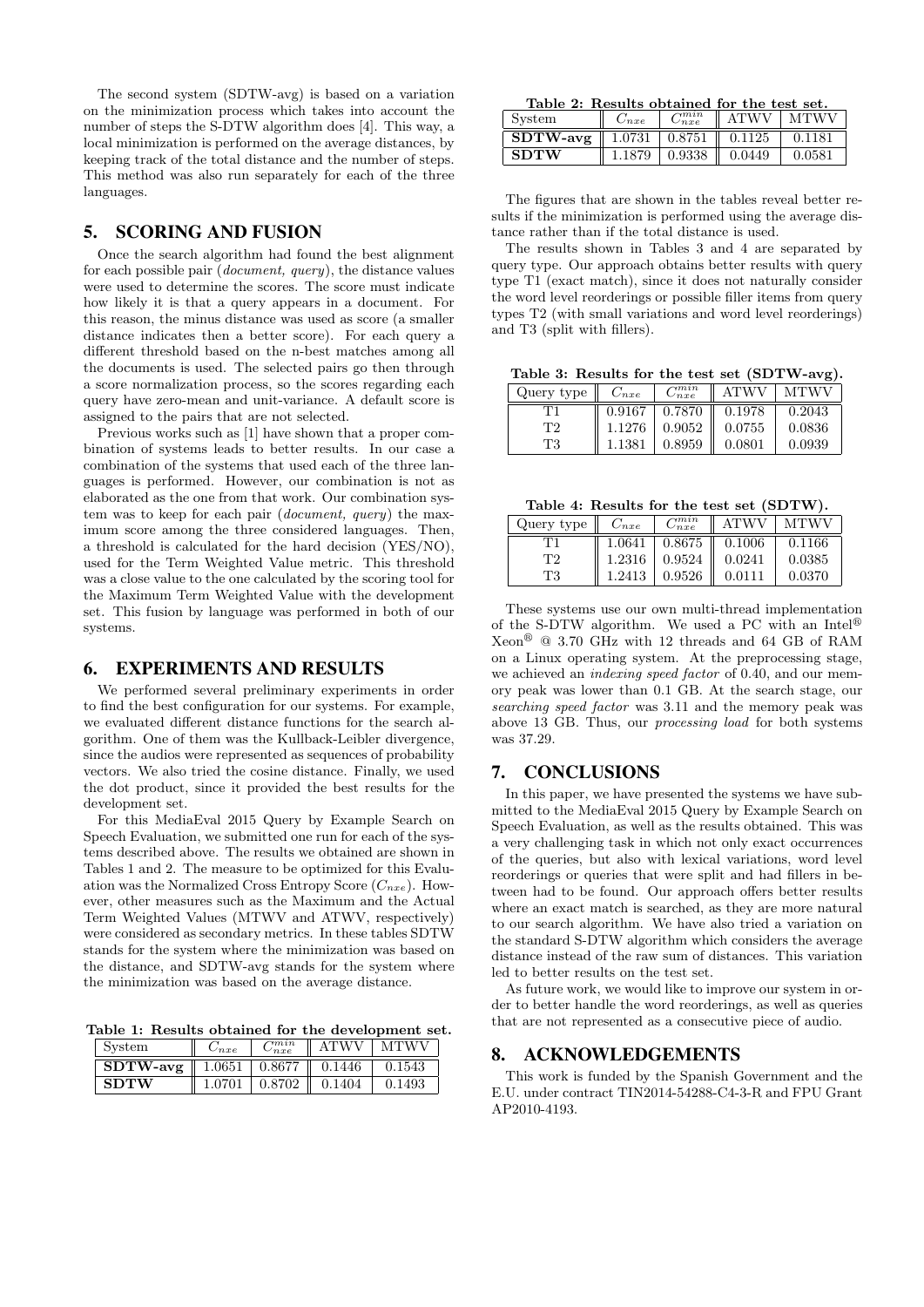The second system (SDTW-avg) is based on a variation on the minimization process which takes into account the number of steps the S-DTW algorithm does [4]. This way, a local minimization is performed on the average distances, by keeping track of the total distance and the number of steps. This method was also run separately for each of the three languages.

## 5. SCORING AND FUSION

Once the search algorithm had found the best alignment for each possible pair (*document, query*), the distance values were used to determine the scores. The score must indicate how likely it is that a query appears in a document. For this reason, the minus distance was used as score (a smaller distance indicates then a better score). For each query a different threshold based on the n-best matches among all the documents is used. The selected pairs go then through a score normalization process, so the scores regarding each query have zero-mean and unit-variance. A default score is assigned to the pairs that are not selected.

Previous works such as [1] have shown that a proper combination of systems leads to better results. In our case a combination of the systems that used each of the three languages is performed. However, our combination is not as elaborated as the one from that work. Our combination system was to keep for each pair (*document, query*) the maximum score among the three considered languages. Then, a threshold is calculated for the hard decision (YES/NO), used for the Term Weighted Value metric. This threshold was a close value to the one calculated by the scoring tool for the Maximum Term Weighted Value with the development set. This fusion by language was performed in both of our systems.

## 6. EXPERIMENTS AND RESULTS

We performed several preliminary experiments in order to find the best configuration for our systems. For example, we evaluated different distance functions for the search algorithm. One of them was the Kullback-Leibler divergence, since the audios were represented as sequences of probability vectors. We also tried the cosine distance. Finally, we used the dot product, since it provided the best results for the development set.

For this MediaEval 2015 Query by Example Search on Speech Evaluation, we submitted one run for each of the systems described above. The results we obtained are shown in Tables 1 and 2. The measure to be optimized for this Evaluation was the Normalized Cross Entropy Score ($C_{nxe}$). However, other measures such as the Maximum and the Actual Term Weighted Values (MTWV and ATWV, respectively) were considered as secondary metrics. In these tables SDTW stands for the system where the minimization was based on the distance, and SDTW-avg stands for the system where the minimization was based on the average distance.

**Table 1: Results obtained for the development set.**

| System | $C_{nxe}$ | $C_{nxe}^{min}$ | ATWV | MTWV |
|---|---|---|---|---|
| **SDTW-avg** | 1.0651 | 0.8677 | 0.1446 | 0.1543 |
| **SDTW** | 1.0701 | 0.8702 | 0.1404 | 0.1493 |

**Table 2: Results obtained for the test set.**

| System | $C_{nxe}$ | $C_{nxe}^{min}$ | ATWV | MTWV |
|---|---|---|---|---|
| **SDTW-avg** | 1.0731 | 0.8751 | 0.1125 | 0.1181 |
| **SDTW** | 1.1879 | 0.9338 | 0.0449 | 0.0581 |

The figures that are shown in the tables reveal better results if the minimization is performed using the average distance rather than if the total distance is used.

The results shown in Tables 3 and 4 are separated by query type. Our approach obtains better results with query type T1 (exact match), since it does not naturally consider the word level reorderings or possible filler items from query types T2 (with small variations and word level reorderings) and T3 (split with fillers).

**Table 3: Results for the test set (SDTW-avg).**

| Query type | $C_{nxe}$ | $C_{nxe}^{min}$ | ATWV | MTWV |
|---|---|---|---|---|
| T1 | 0.9167 | 0.7870 | 0.1978 | 0.2043 |
| T2 | 1.1276 | 0.9052 | 0.0755 | 0.0836 |
| T3 | 1.1381 | 0.8959 | 0.0801 | 0.0939 |

**Table 4: Results for the test set (SDTW).**

| Query type | $C_{nxe}$ | $C_{nxe}^{min}$ | ATWV | MTWV |
|---|---|---|---|---|
| T1 | 1.0641 | 0.8675 | 0.1006 | 0.1166 |
| T2 | 1.2316 | 0.9524 | 0.0241 | 0.0385 |
| T3 | 1.2413 | 0.9526 | 0.0111 | 0.0370 |

These systems use our own multi-thread implementation of the S-DTW algorithm. We used a PC with an Intel® Xeon® @ 3.70 GHz with 12 threads and 64 GB of RAM on a Linux operating system. At the preprocessing stage, we achieved an *indexing speed factor* of 0.40, and our memory peak was lower than 0.1 GB. At the search stage, our *searching speed factor* was 3.11 and the memory peak was above 13 GB. Thus, our *processing load* for both systems was 37.29.

## 7. CONCLUSIONS

In this paper, we have presented the systems we have submitted to the MediaEval 2015 Query by Example Search on Speech Evaluation, as well as the results obtained. This was a very challenging task in which not only exact occurrences of the queries, but also with lexical variations, word level reorderings or queries that were split and had fillers in between had to be found. Our approach offers better results where an exact match is searched, as they are more natural to our search algorithm. We have also tried a variation on the standard S-DTW algorithm which considers the average distance instead of the raw sum of distances. This variation led to better results on the test set.

As future work, we would like to improve our system in order to better handle the word reorderings, as well as queries that are not represented as a consecutive piece of audio.

## 8. ACKNOWLEDGEMENTS

This work is funded by the Spanish Government and the E.U. under contract TIN2014-54288-C4-3-R and FPU Grant AP2010-4193.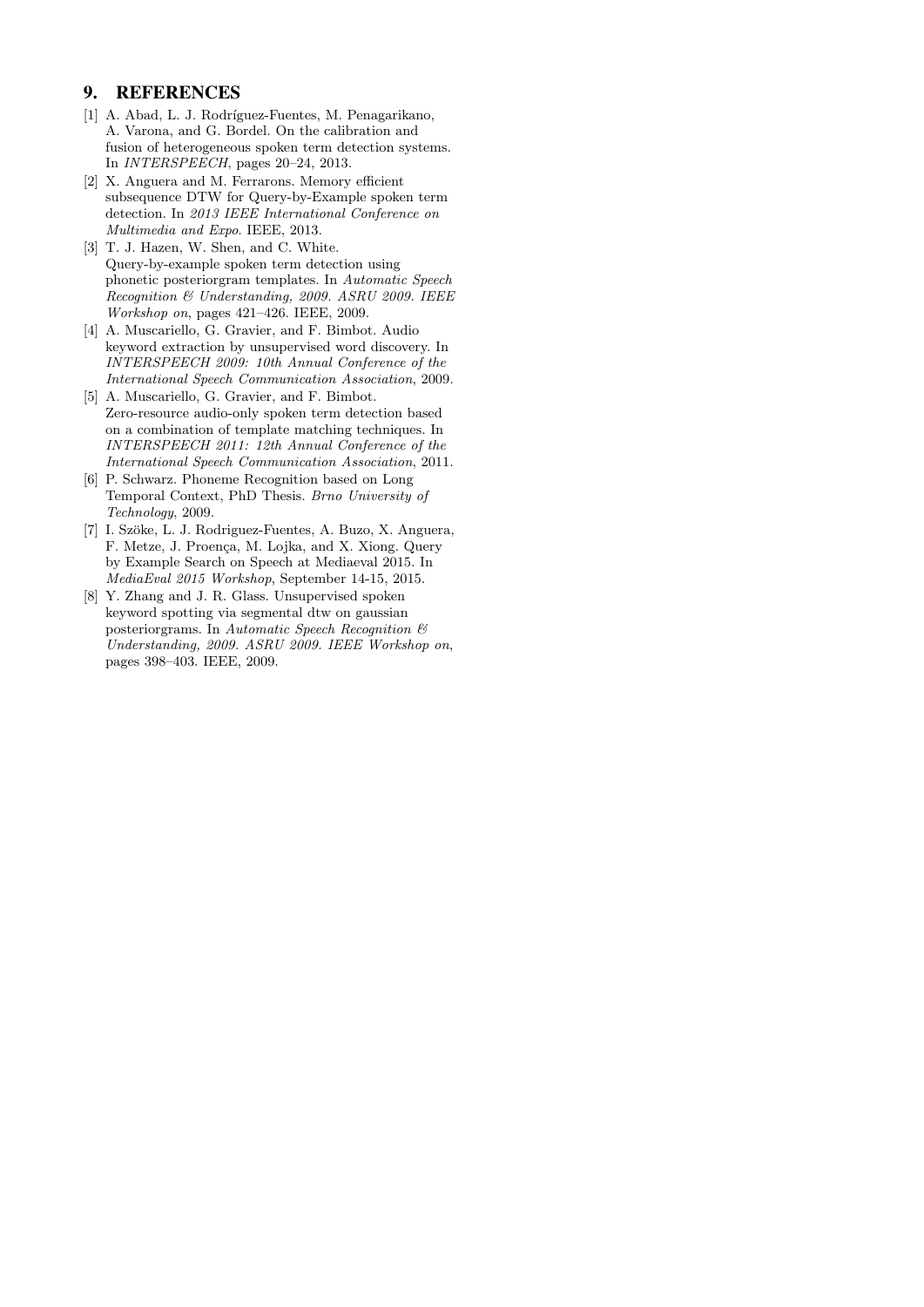## 9. REFERENCES

[1] A. Abad, L. J. Rodríguez-Fuentes, M. Penagarikano, A. Varona, and G. Bordel. On the calibration and fusion of heterogeneous spoken term detection systems. In *INTERSPEECH*, pages 20–24, 2013.

[2] X. Anguera and M. Ferrarons. Memory efficient subsequence DTW for Query-by-Example spoken term detection. In *2013 IEEE International Conference on Multimedia and Expo*. IEEE, 2013.

[3] T. J. Hazen, W. Shen, and C. White. Query-by-example spoken term detection using phonetic posteriorgram templates. In *Automatic Speech Recognition & Understanding, 2009. ASRU 2009. IEEE Workshop on*, pages 421–426. IEEE, 2009.

[4] A. Muscariello, G. Gravier, and F. Bimbot. Audio keyword extraction by unsupervised word discovery. In *INTERSPEECH 2009: 10th Annual Conference of the International Speech Communication Association*, 2009.

[5] A. Muscariello, G. Gravier, and F. Bimbot. Zero-resource audio-only spoken term detection based on a combination of template matching techniques. In *INTERSPEECH 2011: 12th Annual Conference of the International Speech Communication Association*, 2011.

[6] P. Schwarz. Phoneme Recognition based on Long Temporal Context, PhD Thesis. *Brno University of Technology*, 2009.

[7] I. Szöke, L. J. Rodriguez-Fuentes, A. Buzo, X. Anguera, F. Metze, J. Proença, M. Lojka, and X. Xiong. Query by Example Search on Speech at Mediaeval 2015. In *MediaEval 2015 Workshop*, September 14-15, 2015.

[8] Y. Zhang and J. R. Glass. Unsupervised spoken keyword spotting via segmental dtw on gaussian posteriorgrams. In *Automatic Speech Recognition & Understanding, 2009. ASRU 2009. IEEE Workshop on*, pages 398–403. IEEE, 2009.